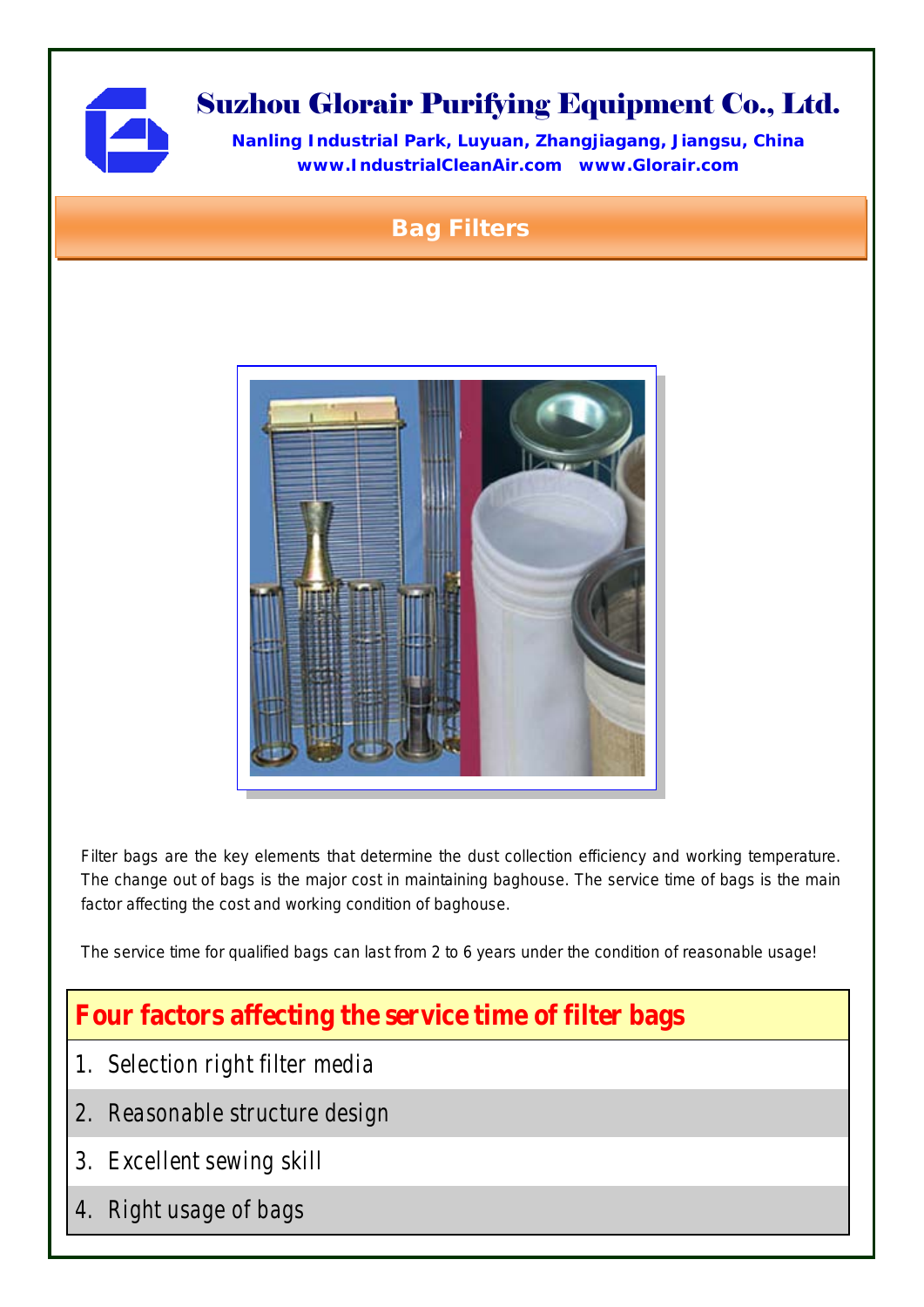# Suzhou Glorair Purifying Equipment Co., Ltd.

**Nanling Industrial Park, Luyuan, Zhangjiagang, Jiangsu, China**
**www.IndustrialCleanAir.com www.Glorair.com**

## Bag Filters

Filter bags are the key elements that determine the dust collection efficiency and working temperature. The change out of bags is the major cost in maintaining baghouse. The service time of bags is the main factor affecting the cost and working condition of baghouse.

The service time for qualified bags can last from 2 to 6 years under the condition of reasonable usage!

### Four factors affecting the service time of filter bags

1. Selection right filter media
2. Reasonable structure design
3. Excellent sewing skill
4. Right usage of bags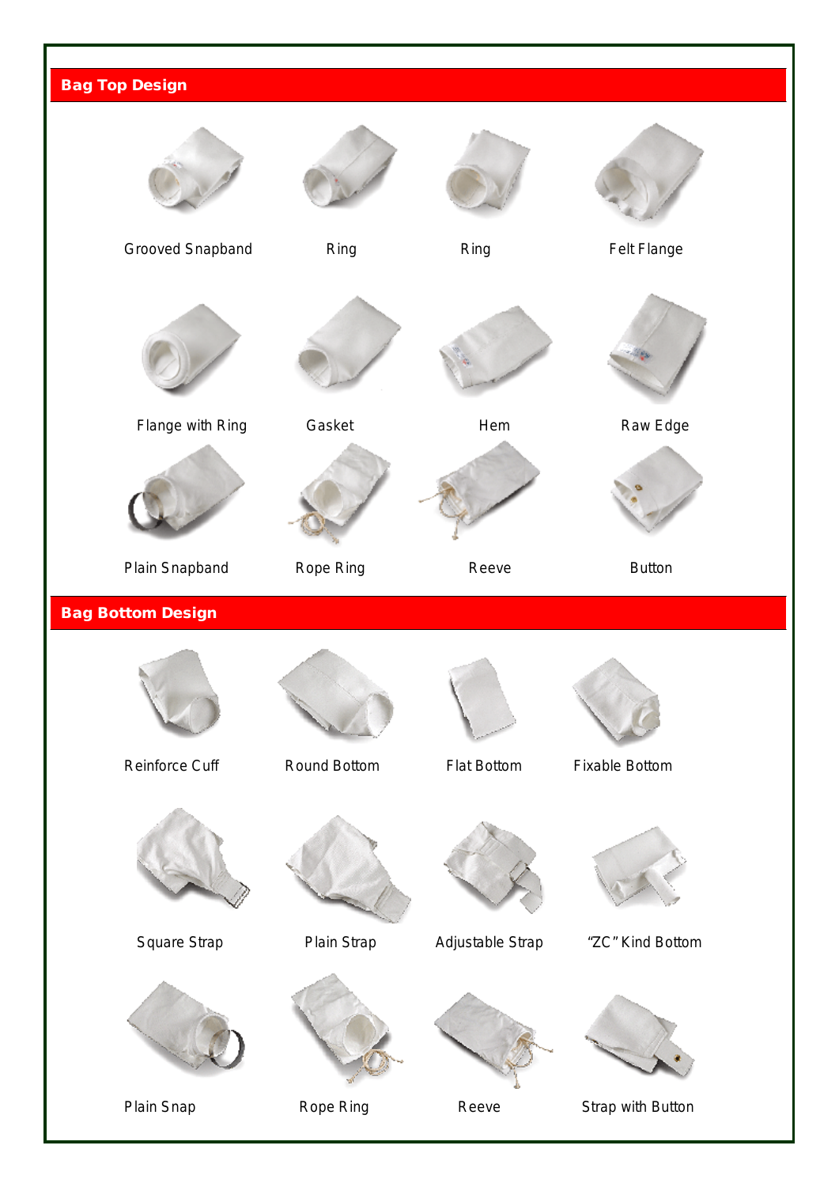## Bag Top Design

Grooved Snapband

Ring

Ring

Felt Flange

Flange with Ring

Gasket

Hem

Raw Edge

Plain Snapband

Rope Ring

Reeve

Button

## Bag Bottom Design

Reinforce Cuff

Round Bottom

Flat Bottom

Fixable Bottom

Square Strap

Plain Strap

Adjustable Strap

"ZC" Kind Bottom

Plain Snap

Rope Ring

Reeve

Strap with Button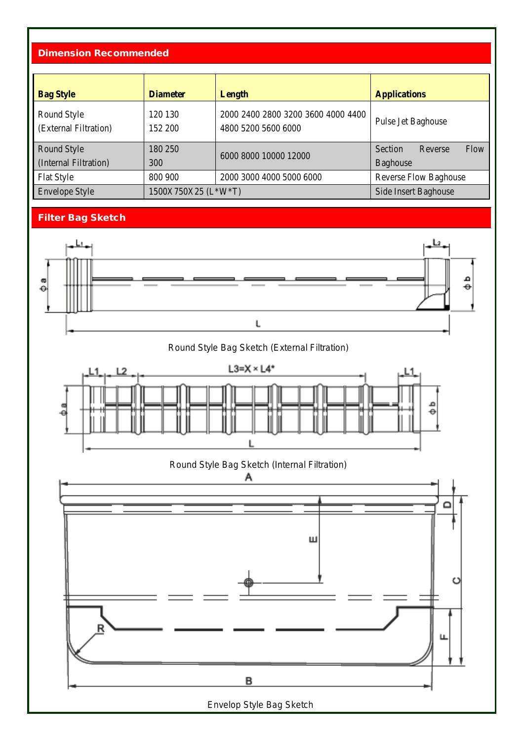## Dimension Recommended

| Bag Style | Diameter | Length | Applications |
|---|---|---|---|
| Round Style (External Filtration) | 120 130 152 200 | 2000 2400 2800 3200 3600 4000 4400 4800 5200 5600 6000 | Pulse Jet Baghouse |
| Round Style (Internal Filtration) | 180 250 300 | 6000 8000 10000 12000 | Section Reverse Flow Baghouse |
| Flat Style | 800 900 | 2000 3000 4000 5000 6000 | Reverse Flow Baghouse |
| Envelope Style | 1500X 750X 25 (L*W*T) | | Side Insert Baghouse |

## Filter Bag Sketch

Round Style Bag Sketch (External Filtration)

Round Style Bag Sketch (Internal Filtration)

Envelop Style Bag Sketch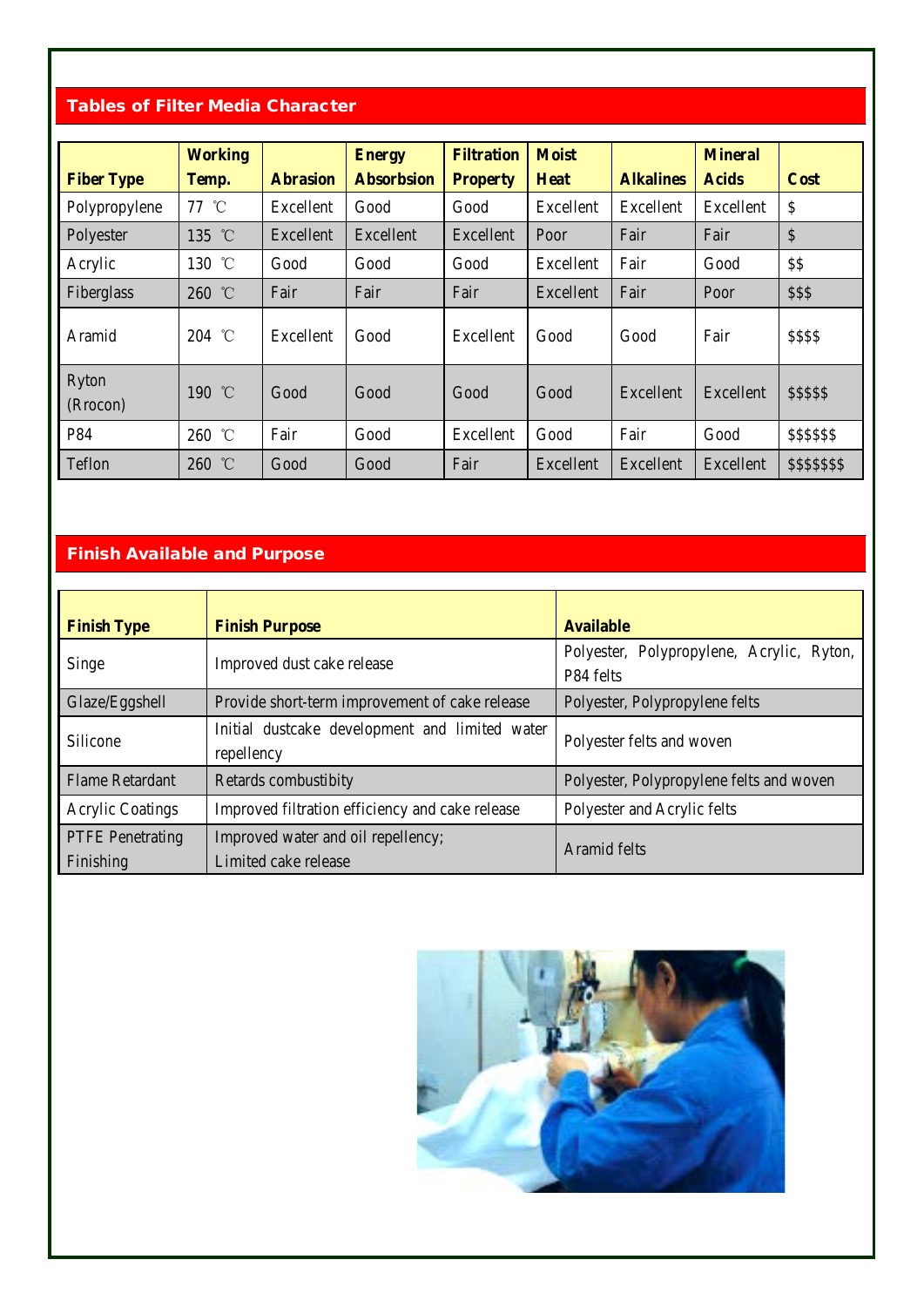## Tables of Filter Media Character

| Fiber Type | Working Temp. | Abrasion | Energy Absorbsion | Filtration Property | Moist Heat | Alkalines | Mineral Acids | Cost |
|---|---|---|---|---|---|---|---|---|
| Polypropylene | 77 ℃ | Excellent | Good | Good | Excellent | Excellent | Excellent | $ |
| Polyester | 135 ℃ | Excellent | Excellent | Excellent | Poor | Fair | Fair | $ |
| Acrylic | 130 ℃ | Good | Good | Good | Excellent | Fair | Good | $$ |
| Fiberglass | 260 ℃ | Fair | Fair | Fair | Excellent | Fair | Poor | $$$ |
| Aramid | 204 ℃ | Excellent | Good | Excellent | Good | Good | Fair | $$$$ |
| Ryton (Rrocon) | 190 ℃ | Good | Good | Good | Good | Excellent | Excellent | $$$$$ |
| P84 | 260 ℃ | Fair | Good | Excellent | Good | Fair | Good | $$$$$$ |
| Teflon | 260 ℃ | Good | Good | Fair | Excellent | Excellent | Excellent | $$$$$$$ |

## Finish Available and Purpose

| Finish Type | Finish Purpose | Available |
|---|---|---|
| Singe | Improved dust cake release | Polyester, Polypropylene, Acrylic, Ryton, P84 felts |
| Glaze/Eggshell | Provide short-term improvement of cake release | Polyester, Polypropylene felts |
| Silicone | Initial dustcake development and limited water repellency | Polyester felts and woven |
| Flame Retardant | Retards combustibity | Polyester, Polypropylene felts and woven |
| Acrylic Coatings | Improved filtration efficiency and cake release | Polyester and Acrylic felts |
| PTFE Penetrating Finishing | Improved water and oil repellency; Limited cake release | Aramid felts |